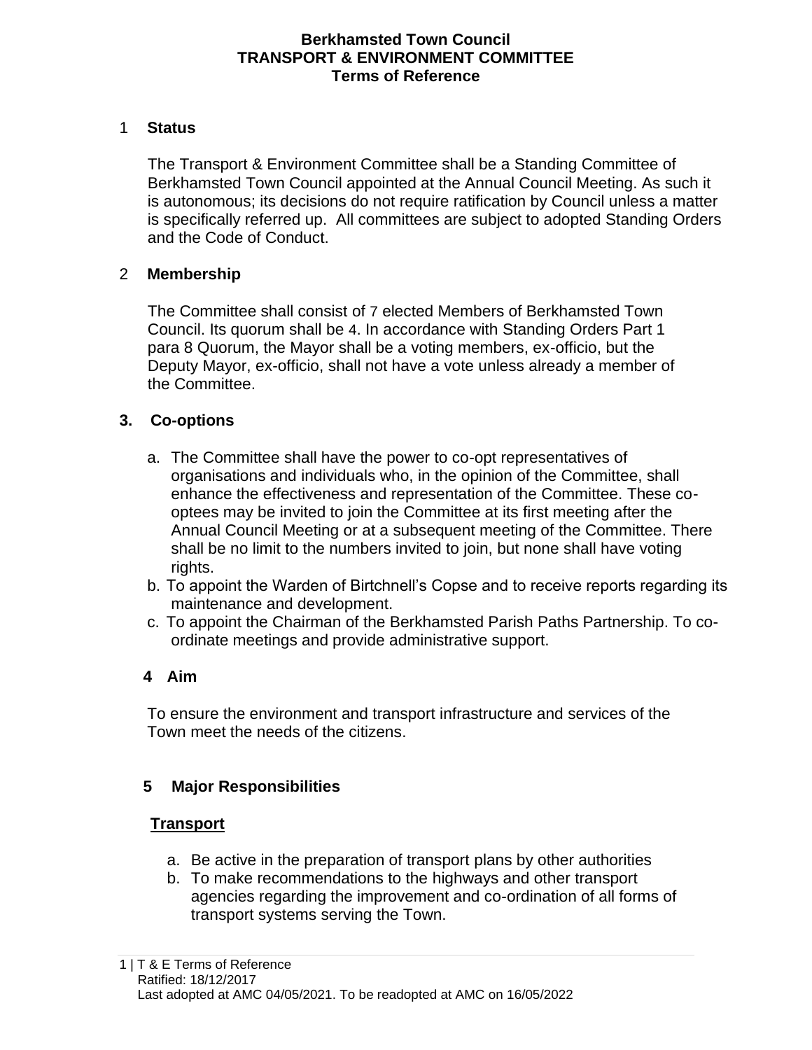# Berkhamsted Town Council
# TRANSPORT & ENVIRONMENT COMMITTEE
# Terms of Reference

## 1 Status

The Transport & Environment Committee shall be a Standing Committee of Berkhamsted Town Council appointed at the Annual Council Meeting. As such it is autonomous; its decisions do not require ratification by Council unless a matter is specifically referred up. All committees are subject to adopted Standing Orders and the Code of Conduct.

## 2 Membership

The Committee shall consist of 7 elected Members of Berkhamsted Town Council. Its quorum shall be 4. In accordance with Standing Orders Part 1 para 8 Quorum, the Mayor shall be a voting members, ex-officio, but the Deputy Mayor, ex-officio, shall not have a vote unless already a member of the Committee.

## 3. Co-options

a. The Committee shall have the power to co-opt representatives of organisations and individuals who, in the opinion of the Committee, shall enhance the effectiveness and representation of the Committee. These co-optees may be invited to join the Committee at its first meeting after the Annual Council Meeting or at a subsequent meeting of the Committee. There shall be no limit to the numbers invited to join, but none shall have voting rights.
b. To appoint the Warden of Birtchnell's Copse and to receive reports regarding its maintenance and development.
c. To appoint the Chairman of the Berkhamsted Parish Paths Partnership. To co-ordinate meetings and provide administrative support.

## 4 Aim

To ensure the environment and transport infrastructure and services of the Town meet the needs of the citizens.

## 5 Major Responsibilities

### Transport

a. Be active in the preparation of transport plans by other authorities
b. To make recommendations to the highways and other transport agencies regarding the improvement and co-ordination of all forms of transport systems serving the Town.

T & E Terms of Reference
Ratified: 18/12/2017
Last adopted at AMC 04/05/2021. To be readopted at AMC on 16/05/2022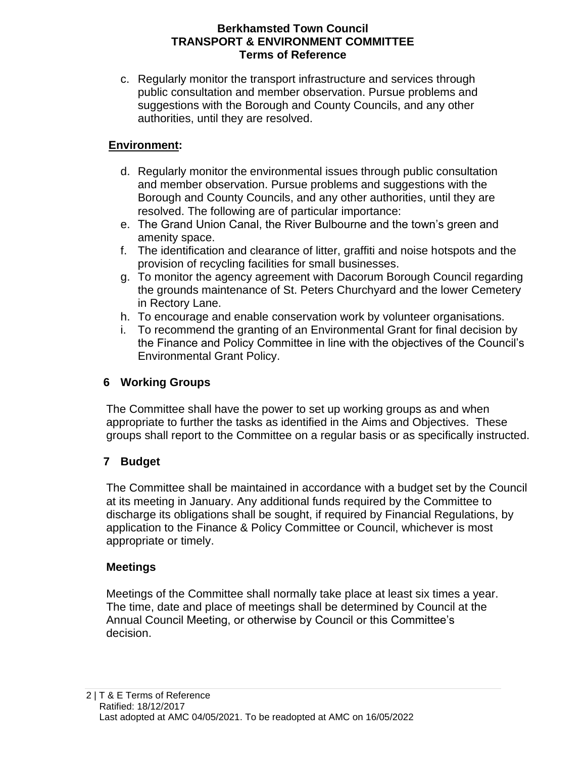c. Regularly monitor the transport infrastructure and services through public consultation and member observation. Pursue problems and suggestions with the Borough and County Councils, and any other authorities, until they are resolved.

**Environment:**

d. Regularly monitor the environmental issues through public consultation and member observation. Pursue problems and suggestions with the Borough and County Councils, and any other authorities, until they are resolved. The following are of particular importance:
e. The Grand Union Canal, the River Bulbourne and the town's green and amenity space.
f. The identification and clearance of litter, graffiti and noise hotspots and the provision of recycling facilities for small businesses.
g. To monitor the agency agreement with Dacorum Borough Council regarding the grounds maintenance of St. Peters Churchyard and the lower Cemetery in Rectory Lane.
h. To encourage and enable conservation work by volunteer organisations.
i. To recommend the granting of an Environmental Grant for final decision by the Finance and Policy Committee in line with the objectives of the Council's Environmental Grant Policy.

## 6 Working Groups

The Committee shall have the power to set up working groups as and when appropriate to further the tasks as identified in the Aims and Objectives. These groups shall report to the Committee on a regular basis or as specifically instructed.

## 7 Budget

The Committee shall be maintained in accordance with a budget set by the Council at its meeting in January. Any additional funds required by the Committee to discharge its obligations shall be sought, if required by Financial Regulations, by application to the Finance & Policy Committee or Council, whichever is most appropriate or timely.

## Meetings

Meetings of the Committee shall normally take place at least six times a year. The time, date and place of meetings shall be determined by Council at the Annual Council Meeting, or otherwise by Council or this Committee's decision.

Ratified: 18/12/2017
Last adopted at AMC 04/05/2021. To be readopted at AMC on 16/05/2022